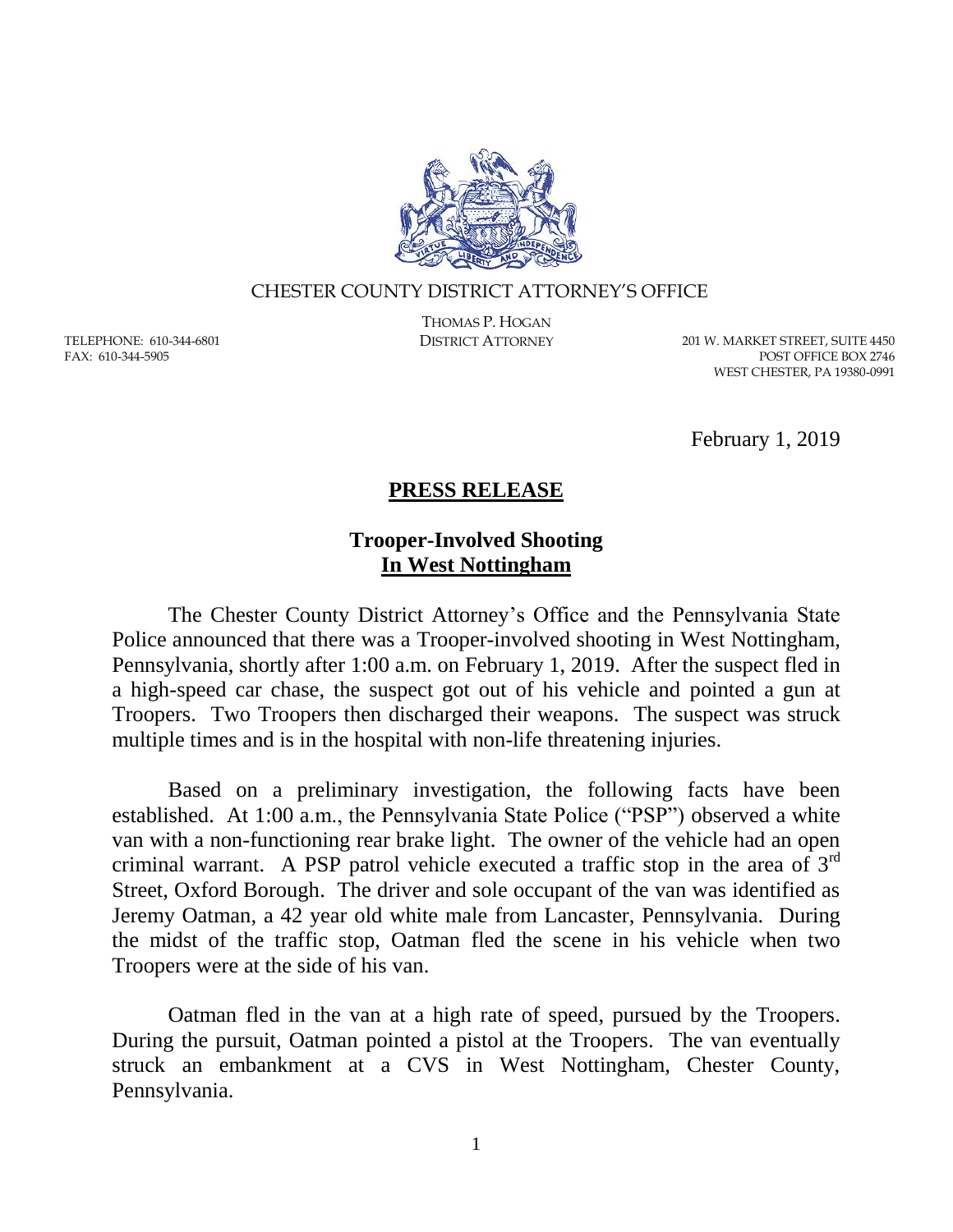CHESTER COUNTY DISTRICT ATTORNEY'S OFFICE

THOMAS P. HOGAN
DISTRICT ATTORNEY

TELEPHONE: 610-344-6801
FAX: 610-344-5905

201 W. MARKET STREET, SUITE 4450
POST OFFICE BOX 2746
WEST CHESTER, PA 19380-0991

February 1, 2019

# PRESS RELEASE

## Trooper-Involved Shooting In West Nottingham

The Chester County District Attorney's Office and the Pennsylvania State Police announced that there was a Trooper-involved shooting in West Nottingham, Pennsylvania, shortly after 1:00 a.m. on February 1, 2019. After the suspect fled in a high-speed car chase, the suspect got out of his vehicle and pointed a gun at Troopers. Two Troopers then discharged their weapons. The suspect was struck multiple times and is in the hospital with non-life threatening injuries.

Based on a preliminary investigation, the following facts have been established. At 1:00 a.m., the Pennsylvania State Police ("PSP") observed a white van with a non-functioning rear brake light. The owner of the vehicle had an open criminal warrant. A PSP patrol vehicle executed a traffic stop in the area of 3rd Street, Oxford Borough. The driver and sole occupant of the van was identified as Jeremy Oatman, a 42 year old white male from Lancaster, Pennsylvania. During the midst of the traffic stop, Oatman fled the scene in his vehicle when two Troopers were at the side of his van.

Oatman fled in the van at a high rate of speed, pursued by the Troopers. During the pursuit, Oatman pointed a pistol at the Troopers. The van eventually struck an embankment at a CVS in West Nottingham, Chester County, Pennsylvania.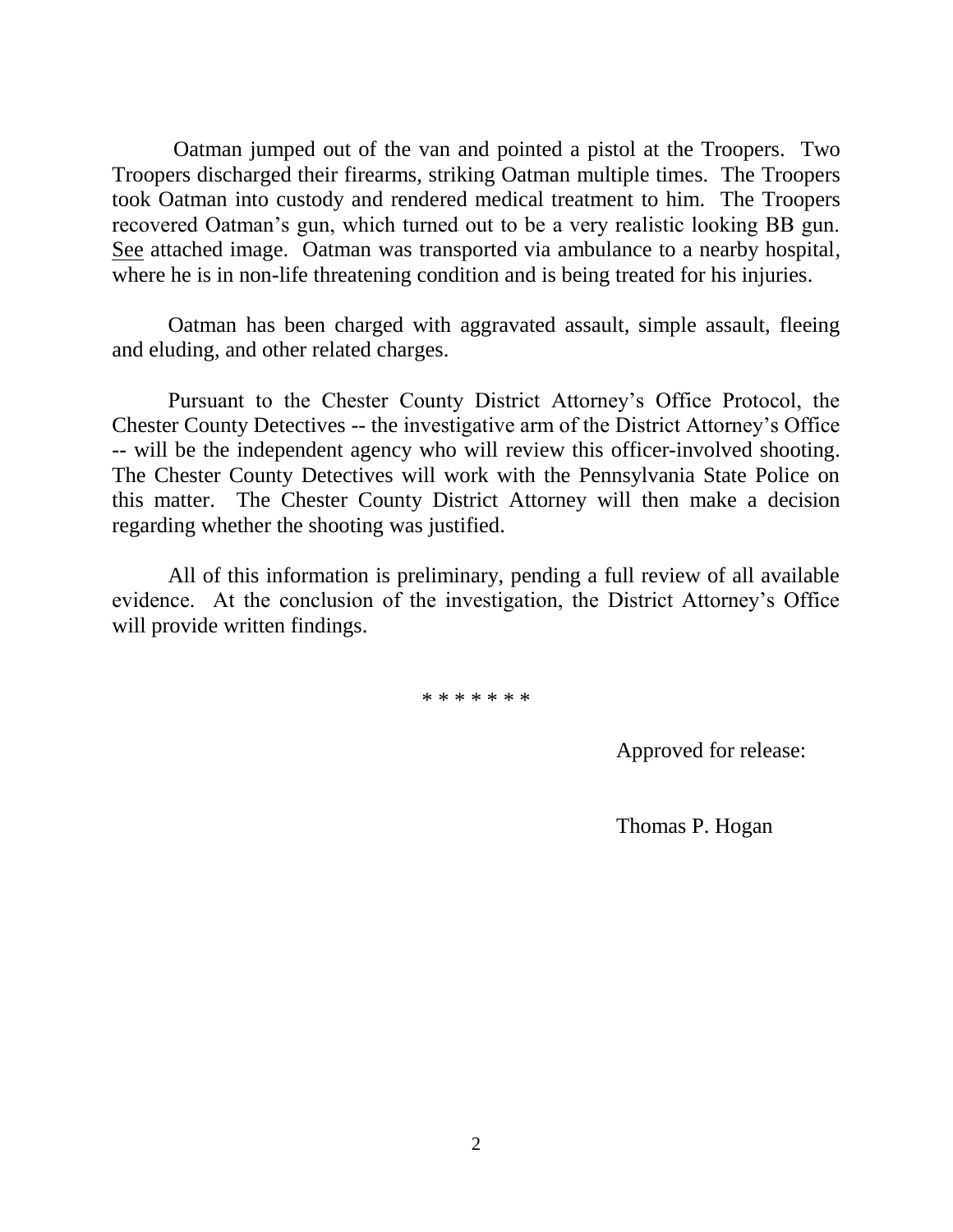Oatman jumped out of the van and pointed a pistol at the Troopers. Two Troopers discharged their firearms, striking Oatman multiple times. The Troopers took Oatman into custody and rendered medical treatment to him. The Troopers recovered Oatman's gun, which turned out to be a very realistic looking BB gun. See attached image. Oatman was transported via ambulance to a nearby hospital, where he is in non-life threatening condition and is being treated for his injuries.

Oatman has been charged with aggravated assault, simple assault, fleeing and eluding, and other related charges.

Pursuant to the Chester County District Attorney's Office Protocol, the Chester County Detectives -- the investigative arm of the District Attorney's Office -- will be the independent agency who will review this officer-involved shooting. The Chester County Detectives will work with the Pennsylvania State Police on this matter. The Chester County District Attorney will then make a decision regarding whether the shooting was justified.

All of this information is preliminary, pending a full review of all available evidence. At the conclusion of the investigation, the District Attorney's Office will provide written findings.

\* \* \* \* \* \* \*

Approved for release:

Thomas P. Hogan